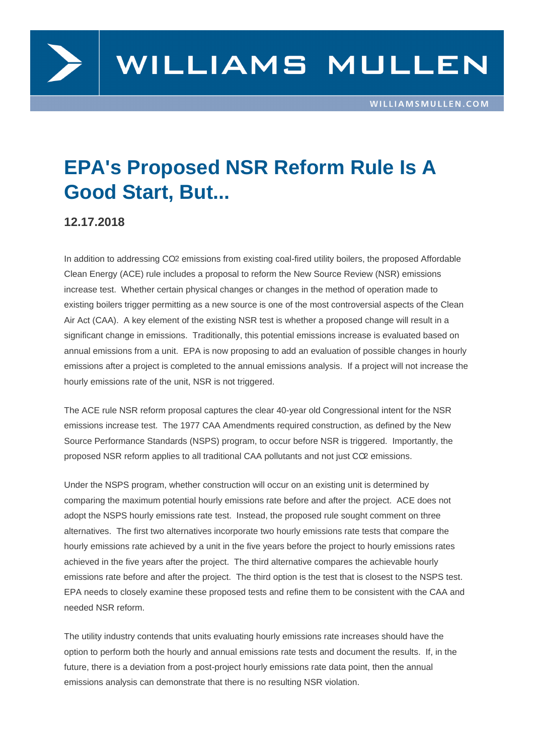# EPA's Proposed NSR Reform Rule Is A Good Start, But...

**12.17.2018**

In addition to addressing $CO_2$ emissions from existing coal-fired utility boilers, the proposed Affordable Clean Energy (ACE) rule includes a proposal to reform the New Source Review (NSR) emissions increase test. Whether certain physical changes or changes in the method of operation made to existing boilers trigger permitting as a new source is one of the most controversial aspects of the Clean Air Act (CAA). A key element of the existing NSR test is whether a proposed change will result in a significant change in emissions. Traditionally, this potential emissions increase is evaluated based on annual emissions from a unit. EPA is now proposing to add an evaluation of possible changes in hourly emissions after a project is completed to the annual emissions analysis. If a project will not increase the hourly emissions rate of the unit, NSR is not triggered.

The ACE rule NSR reform proposal captures the clear 40-year old Congressional intent for the NSR emissions increase test. The 1977 CAA Amendments required construction, as defined by the New Source Performance Standards (NSPS) program, to occur before NSR is triggered. Importantly, the proposed NSR reform applies to all traditional CAA pollutants and not just $CO_2$ emissions.

Under the NSPS program, whether construction will occur on an existing unit is determined by comparing the maximum potential hourly emissions rate before and after the project. ACE does not adopt the NSPS hourly emissions rate test. Instead, the proposed rule sought comment on three alternatives. The first two alternatives incorporate two hourly emissions rate tests that compare the hourly emissions rate achieved by a unit in the five years before the project to hourly emissions rates achieved in the five years after the project. The third alternative compares the achievable hourly emissions rate before and after the project. The third option is the test that is closest to the NSPS test. EPA needs to closely examine these proposed tests and refine them to be consistent with the CAA and needed NSR reform.

The utility industry contends that units evaluating hourly emissions rate increases should have the option to perform both the hourly and annual emissions rate tests and document the results. If, in the future, there is a deviation from a post-project hourly emissions rate data point, then the annual emissions analysis can demonstrate that there is no resulting NSR violation.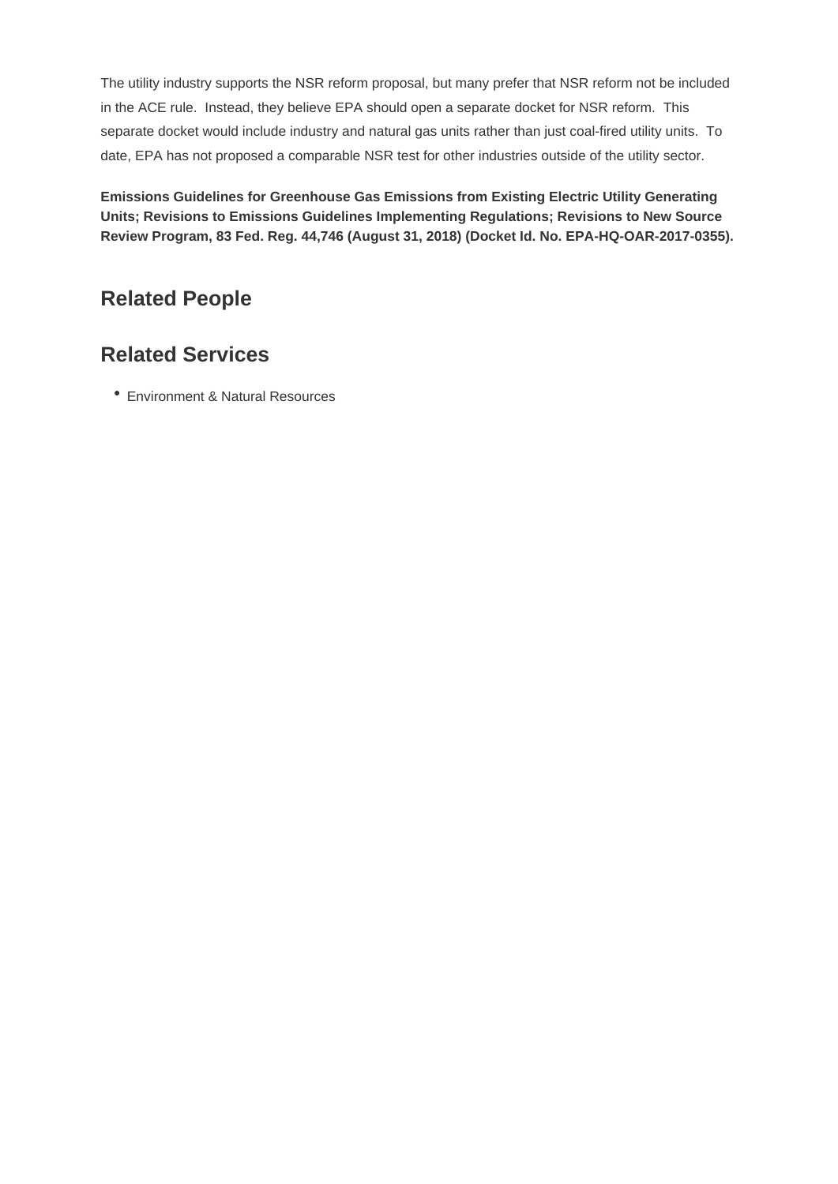The utility industry supports the NSR reform proposal, but many prefer that NSR reform not be included in the ACE rule. Instead, they believe EPA should open a separate docket for NSR reform. This separate docket would include industry and natural gas units rather than just coal-fired utility units. To date, EPA has not proposed a comparable NSR test for other industries outside of the utility sector.

**Emissions Guidelines for Greenhouse Gas Emissions from Existing Electric Utility Generating Units; Revisions to Emissions Guidelines Implementing Regulations; Revisions to New Source Review Program, 83 Fed. Reg. 44,746 (August 31, 2018) (Docket Id. No. EPA-HQ-OAR-2017-0355).**

## Related People

## Related Services

- Environment & Natural Resources